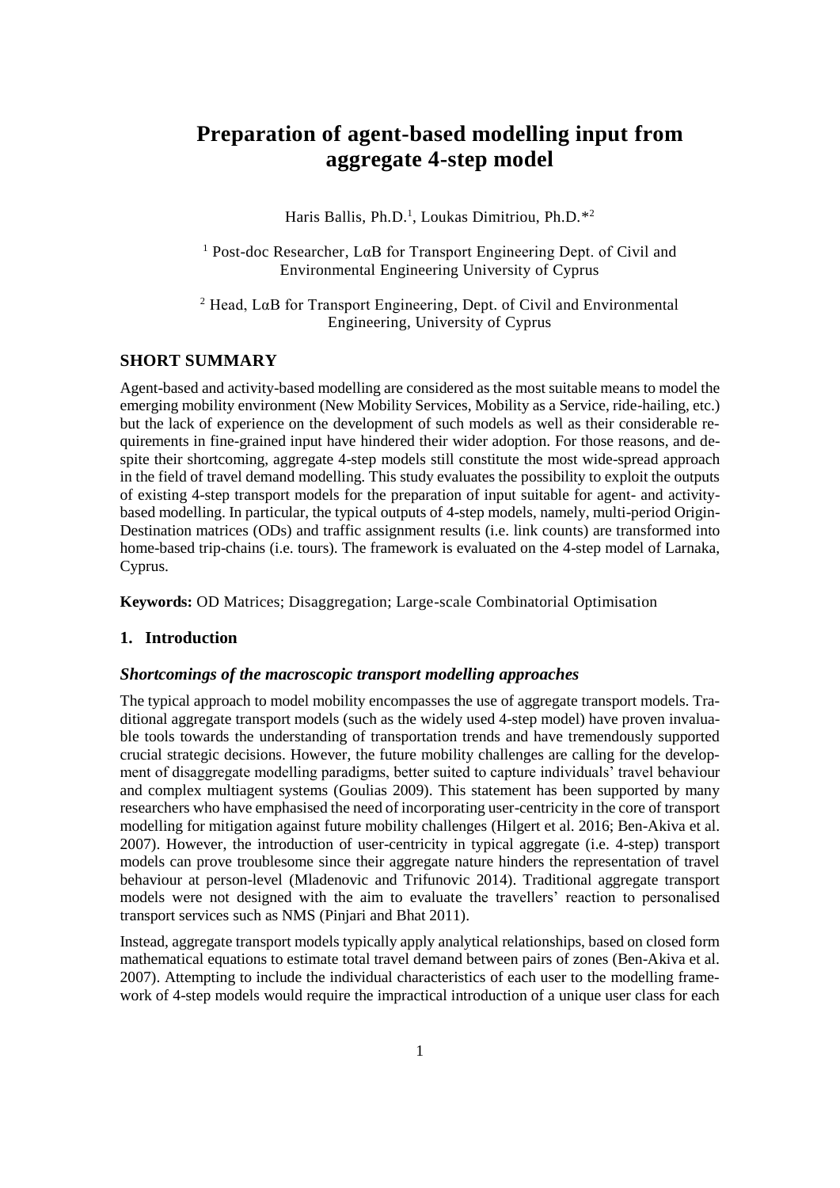# Preparation of agent-based modelling input from aggregate 4-step model

Haris Ballis, Ph.D.[1], Loukas Dimitriou, Ph.D.*[2]

[1] Post-doc Researcher, LαB for Transport Engineering Dept. of Civil and Environmental Engineering University of Cyprus

[2] Head, LαB for Transport Engineering, Dept. of Civil and Environmental Engineering, University of Cyprus

## SHORT SUMMARY

Agent-based and activity-based modelling are considered as the most suitable means to model the emerging mobility environment (New Mobility Services, Mobility as a Service, ride-hailing, etc.) but the lack of experience on the development of such models as well as their considerable requirements in fine-grained input have hindered their wider adoption. For those reasons, and despite their shortcoming, aggregate 4-step models still constitute the most wide-spread approach in the field of travel demand modelling. This study evaluates the possibility to exploit the outputs of existing 4-step transport models for the preparation of input suitable for agent- and activity-based modelling. In particular, the typical outputs of 4-step models, namely, multi-period Origin-Destination matrices (ODs) and traffic assignment results (i.e. link counts) are transformed into home-based trip-chains (i.e. tours). The framework is evaluated on the 4-step model of Larnaka, Cyprus.

**Keywords:** OD Matrices; Disaggregation; Large-scale Combinatorial Optimisation

## 1. Introduction

### *Shortcomings of the macroscopic transport modelling approaches*

The typical approach to model mobility encompasses the use of aggregate transport models. Traditional aggregate transport models (such as the widely used 4-step model) have proven invaluable tools towards the understanding of transportation trends and have tremendously supported crucial strategic decisions. However, the future mobility challenges are calling for the development of disaggregate modelling paradigms, better suited to capture individuals' travel behaviour and complex multiagent systems (Goulias 2009). This statement has been supported by many researchers who have emphasised the need of incorporating user-centricity in the core of transport modelling for mitigation against future mobility challenges (Hilgert et al. 2016; Ben-Akiva et al. 2007). However, the introduction of user-centricity in typical aggregate (i.e. 4-step) transport models can prove troublesome since their aggregate nature hinders the representation of travel behaviour at person-level (Mladenovic and Trifunovic 2014). Traditional aggregate transport models were not designed with the aim to evaluate the travellers' reaction to personalised transport services such as NMS (Pinjari and Bhat 2011).

Instead, aggregate transport models typically apply analytical relationships, based on closed form mathematical equations to estimate total travel demand between pairs of zones (Ben-Akiva et al. 2007). Attempting to include the individual characteristics of each user to the modelling framework of 4-step models would require the impractical introduction of a unique user class for each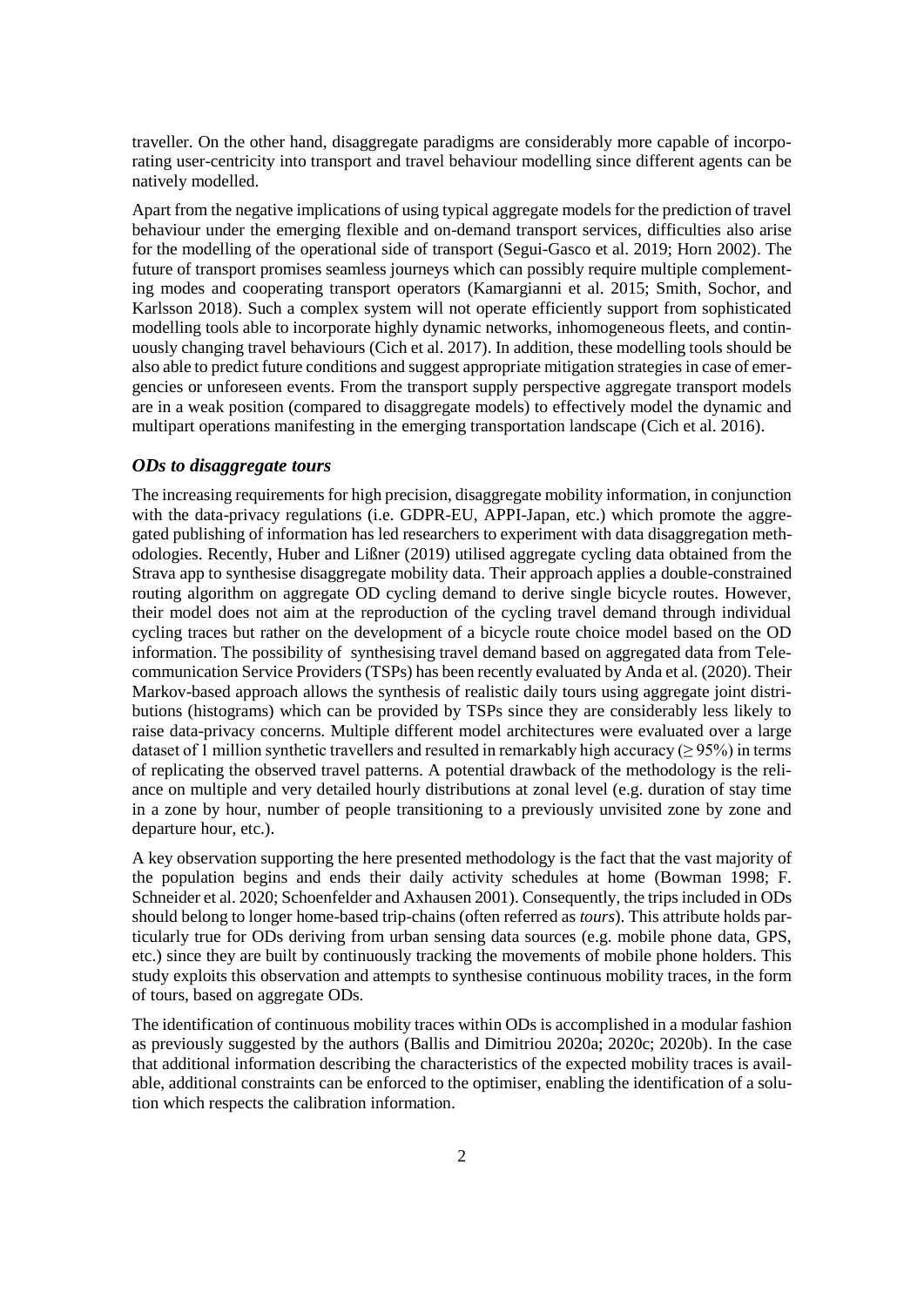traveller. On the other hand, disaggregate paradigms are considerably more capable of incorporating user-centricity into transport and travel behaviour modelling since different agents can be natively modelled.

Apart from the negative implications of using typical aggregate models for the prediction of travel behaviour under the emerging flexible and on-demand transport services, difficulties also arise for the modelling of the operational side of transport (Segui-Gasco et al. 2019; Horn 2002). The future of transport promises seamless journeys which can possibly require multiple complementing modes and cooperating transport operators (Kamargianni et al. 2015; Smith, Sochor, and Karlsson 2018). Such a complex system will not operate efficiently support from sophisticated modelling tools able to incorporate highly dynamic networks, inhomogeneous fleets, and continuously changing travel behaviours (Cich et al. 2017). In addition, these modelling tools should be also able to predict future conditions and suggest appropriate mitigation strategies in case of emergencies or unforeseen events. From the transport supply perspective aggregate transport models are in a weak position (compared to disaggregate models) to effectively model the dynamic and multipart operations manifesting in the emerging transportation landscape (Cich et al. 2016).

### *ODs to disaggregate tours*

The increasing requirements for high precision, disaggregate mobility information, in conjunction with the data-privacy regulations (i.e. GDPR-EU, APPI-Japan, etc.) which promote the aggregated publishing of information has led researchers to experiment with data disaggregation methodologies. Recently, Huber and Lißner (2019) utilised aggregate cycling data obtained from the Strava app to synthesise disaggregate mobility data. Their approach applies a double-constrained routing algorithm on aggregate OD cycling demand to derive single bicycle routes. However, their model does not aim at the reproduction of the cycling travel demand through individual cycling traces but rather on the development of a bicycle route choice model based on the OD information. The possibility of synthesising travel demand based on aggregated data from Telecommunication Service Providers (TSPs) has been recently evaluated by Anda et al. (2020). Their Markov-based approach allows the synthesis of realistic daily tours using aggregate joint distributions (histograms) which can be provided by TSPs since they are considerably less likely to raise data-privacy concerns. Multiple different model architectures were evaluated over a large dataset of 1 million synthetic travellers and resulted in remarkably high accuracy ($\geq 95\%$) in terms of replicating the observed travel patterns. A potential drawback of the methodology is the reliance on multiple and very detailed hourly distributions at zonal level (e.g. duration of stay time in a zone by hour, number of people transitioning to a previously unvisited zone by zone and departure hour, etc.).

A key observation supporting the here presented methodology is the fact that the vast majority of the population begins and ends their daily activity schedules at home (Bowman 1998; F. Schneider et al. 2020; Schoenfelder and Axhausen 2001). Consequently, the trips included in ODs should belong to longer home-based trip-chains (often referred as *tours*). This attribute holds particularly true for ODs deriving from urban sensing data sources (e.g. mobile phone data, GPS, etc.) since they are built by continuously tracking the movements of mobile phone holders. This study exploits this observation and attempts to synthesise continuous mobility traces, in the form of tours, based on aggregate ODs.

The identification of continuous mobility traces within ODs is accomplished in a modular fashion as previously suggested by the authors (Ballis and Dimitriou 2020a; 2020c; 2020b). In the case that additional information describing the characteristics of the expected mobility traces is available, additional constraints can be enforced to the optimiser, enabling the identification of a solution which respects the calibration information.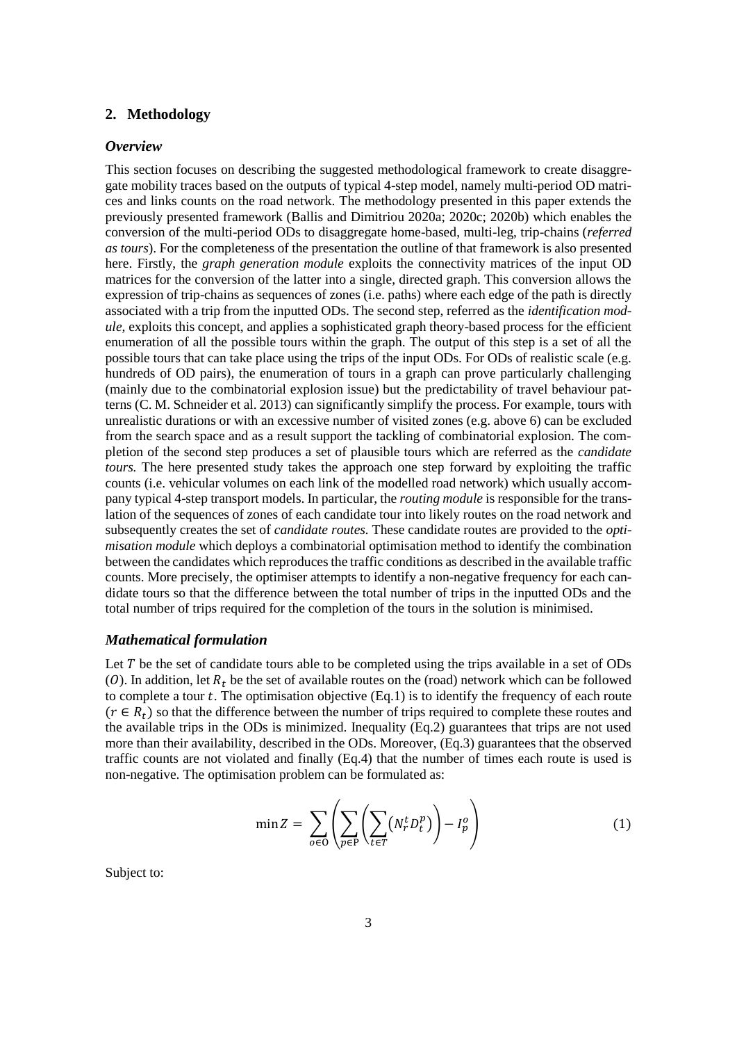## 2. Methodology

### *Overview*

This section focuses on describing the suggested methodological framework to create disaggregate mobility traces based on the outputs of typical 4-step model, namely multi-period OD matrices and links counts on the road network. The methodology presented in this paper extends the previously presented framework (Ballis and Dimitriou 2020a; 2020c; 2020b) which enables the conversion of the multi-period ODs to disaggregate home-based, multi-leg, trip-chains (*referred as tours*). For the completeness of the presentation the outline of that framework is also presented here. Firstly, the *graph generation module* exploits the connectivity matrices of the input OD matrices for the conversion of the latter into a single, directed graph. This conversion allows the expression of trip-chains as sequences of zones (i.e. paths) where each edge of the path is directly associated with a trip from the inputted ODs. The second step, referred as the *identification module,* exploits this concept, and applies a sophisticated graph theory-based process for the efficient enumeration of all the possible tours within the graph. The output of this step is a set of all the possible tours that can take place using the trips of the input ODs. For ODs of realistic scale (e.g. hundreds of OD pairs), the enumeration of tours in a graph can prove particularly challenging (mainly due to the combinatorial explosion issue) but the predictability of travel behaviour patterns (C. M. Schneider et al. 2013) can significantly simplify the process. For example, tours with unrealistic durations or with an excessive number of visited zones (e.g. above 6) can be excluded from the search space and as a result support the tackling of combinatorial explosion. The completion of the second step produces a set of plausible tours which are referred as the *candidate tours.* The here presented study takes the approach one step forward by exploiting the traffic counts (i.e. vehicular volumes on each link of the modelled road network) which usually accompany typical 4-step transport models. In particular, the *routing module* is responsible for the translation of the sequences of zones of each candidate tour into likely routes on the road network and subsequently creates the set of *candidate routes.* These candidate routes are provided to the *optimisation module* which deploys a combinatorial optimisation method to identify the combination between the candidates which reproduces the traffic conditions as described in the available traffic counts. More precisely, the optimiser attempts to identify a non-negative frequency for each candidate tours so that the difference between the total number of trips in the inputted ODs and the total number of trips required for the completion of the tours in the solution is minimised.

### *Mathematical formulation*

Let $T$ be the set of candidate tours able to be completed using the trips available in a set of ODs ($O$). In addition, let $R_t$ be the set of available routes on the (road) network which can be followed to complete a tour $t$. The optimisation objective (Eq.1) is to identify the frequency of each route ($r \in R_t$) so that the difference between the number of trips required to complete these routes and the available trips in the ODs is minimized. Inequality (Eq.2) guarantees that trips are not used more than their availability, described in the ODs. Moreover, (Eq.3) guarantees that the observed traffic counts are not violated and finally (Eq.4) that the number of times each route is used is non-negative. The optimisation problem can be formulated as:

$$\min Z = \sum_{o \in \mathrm{O}} \left( \sum_{p \in \mathrm{P}} \left( \sum_{t \in T} \left( N_r^t D_t^p \right) \right) - I_p^o \right) \tag{1}$$

Subject to: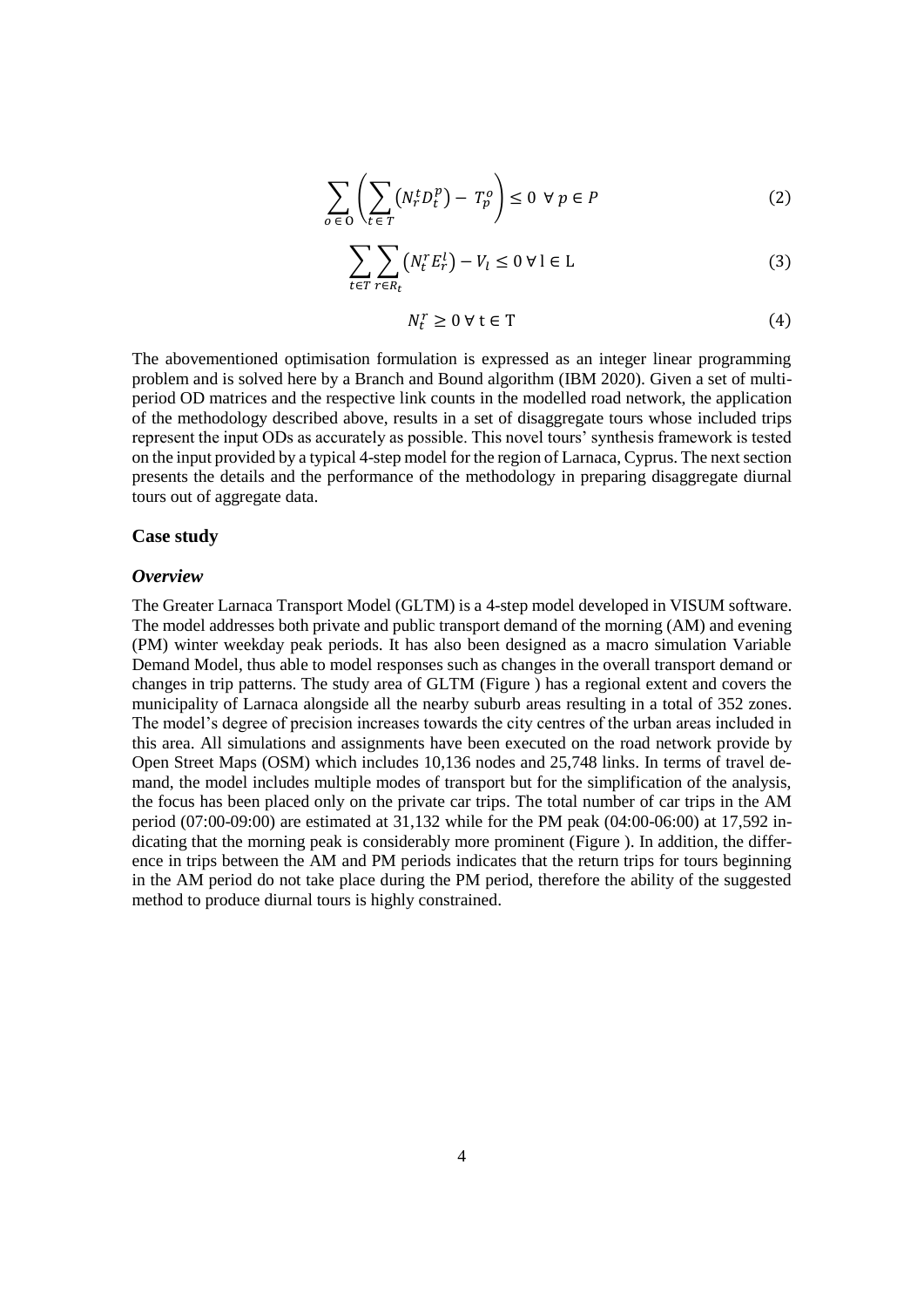$$\sum_{o \in O} \left( \sum_{t \in T} \left( N_r^t D_t^p \right) - T_p^o \right) \leq 0 \;\; \forall \, p \in P \tag{2}$$

$$\sum_{t \in T} \sum_{r \in R_t} \left( N_t^r E_r^l \right) - V_l \leq 0 \; \forall \, \mathrm{l} \in \mathrm{L} \tag{3}$$

$$N_t^r \geq 0 \; \forall \, \mathrm{t} \in \mathrm{T} \tag{4}$$

The abovementioned optimisation formulation is expressed as an integer linear programming problem and is solved here by a Branch and Bound algorithm (IBM 2020). Given a set of multi-period OD matrices and the respective link counts in the modelled road network, the application of the methodology described above, results in a set of disaggregate tours whose included trips represent the input ODs as accurately as possible. This novel tours' synthesis framework is tested on the input provided by a typical 4-step model for the region of Larnaca, Cyprus. The next section presents the details and the performance of the methodology in preparing disaggregate diurnal tours out of aggregate data.

## Case study

### *Overview*

The Greater Larnaca Transport Model (GLTM) is a 4-step model developed in VISUM software. The model addresses both private and public transport demand of the morning (AM) and evening (PM) winter weekday peak periods. It has also been designed as a macro simulation Variable Demand Model, thus able to model responses such as changes in the overall transport demand or changes in trip patterns. The study area of GLTM (Figure ) has a regional extent and covers the municipality of Larnaca alongside all the nearby suburb areas resulting in a total of 352 zones. The model's degree of precision increases towards the city centres of the urban areas included in this area. All simulations and assignments have been executed on the road network provide by Open Street Maps (OSM) which includes 10,136 nodes and 25,748 links. In terms of travel demand, the model includes multiple modes of transport but for the simplification of the analysis, the focus has been placed only on the private car trips. The total number of car trips in the AM period (07:00-09:00) are estimated at 31,132 while for the PM peak (04:00-06:00) at 17,592 indicating that the morning peak is considerably more prominent (Figure ). In addition, the difference in trips between the AM and PM periods indicates that the return trips for tours beginning in the AM period do not take place during the PM period, therefore the ability of the suggested method to produce diurnal tours is highly constrained.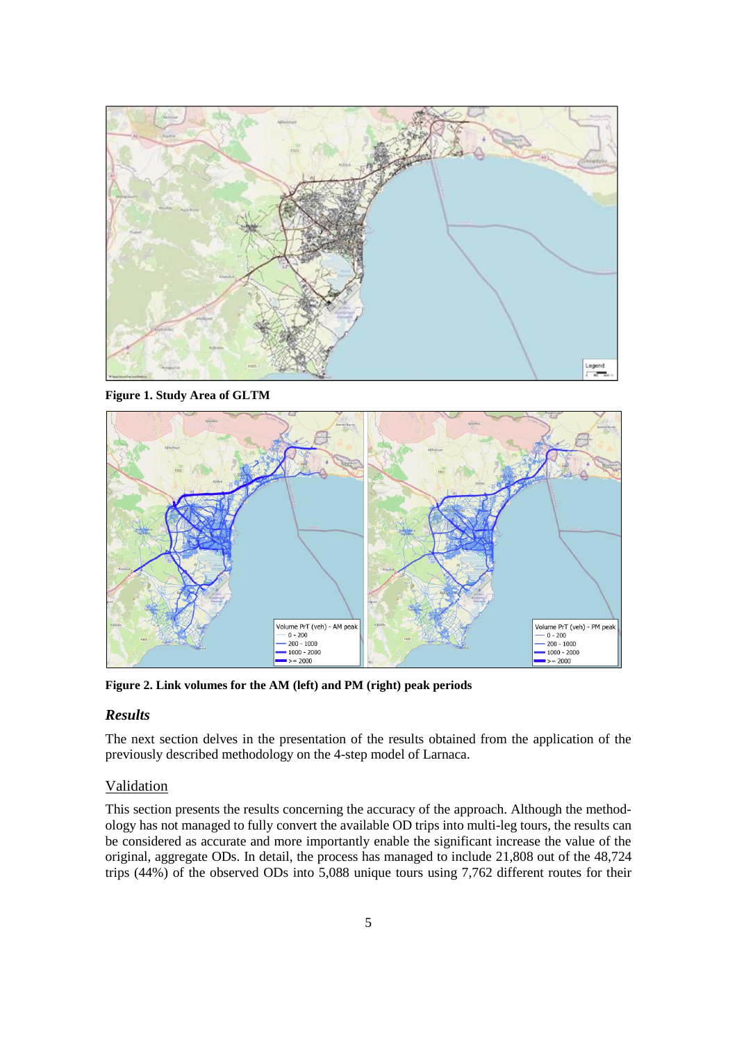**Figure 1. Study Area of GLTM**

**Figure 2. Link volumes for the AM (left) and PM (right) peak periods**

### *Results*

The next section delves in the presentation of the results obtained from the application of the previously described methodology on the 4-step model of Larnaca.

#### Validation

This section presents the results concerning the accuracy of the approach. Although the methodology has not managed to fully convert the available OD trips into multi-leg tours, the results can be considered as accurate and more importantly enable the significant increase the value of the original, aggregate ODs. In detail, the process has managed to include 21,808 out of the 48,724 trips (44%) of the observed ODs into 5,088 unique tours using 7,762 different routes for their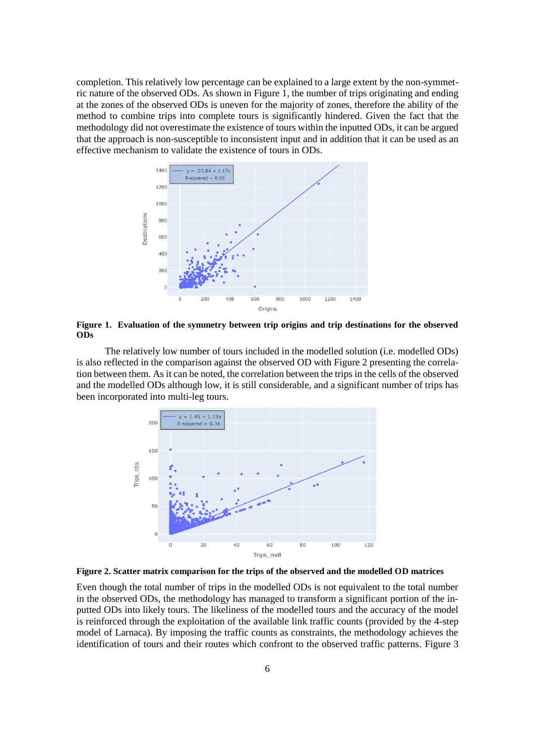completion. This relatively low percentage can be explained to a large extent by the non-symmetric nature of the observed ODs. As shown in Figure 1, the number of trips originating and ending at the zones of the observed ODs is uneven for the majority of zones, therefore the ability of the method to combine trips into complete tours is significantly hindered. Given the fact that the methodology did not overestimate the existence of tours within the inputted ODs, it can be argued that the approach is non-susceptible to inconsistent input and in addition that it can be used as an effective mechanism to validate the existence of tours in ODs.

**Figure 1. Evaluation of the symmetry between trip origins and trip destinations for the observed ODs**

The relatively low number of tours included in the modelled solution (i.e. modelled ODs) is also reflected in the comparison against the observed OD with Figure 2 presenting the correlation between them. As it can be noted, the correlation between the trips in the cells of the observed and the modelled ODs although low, it is still considerable, and a significant number of trips has been incorporated into multi-leg tours.

**Figure 2. Scatter matrix comparison for the trips of the observed and the modelled OD matrices**

Even though the total number of trips in the modelled ODs is not equivalent to the total number in the observed ODs, the methodology has managed to transform a significant portion of the inputted ODs into likely tours. The likeliness of the modelled tours and the accuracy of the model is reinforced through the exploitation of the available link traffic counts (provided by the 4-step model of Larnaca). By imposing the traffic counts as constraints, the methodology achieves the identification of tours and their routes which confront to the observed traffic patterns. Figure 3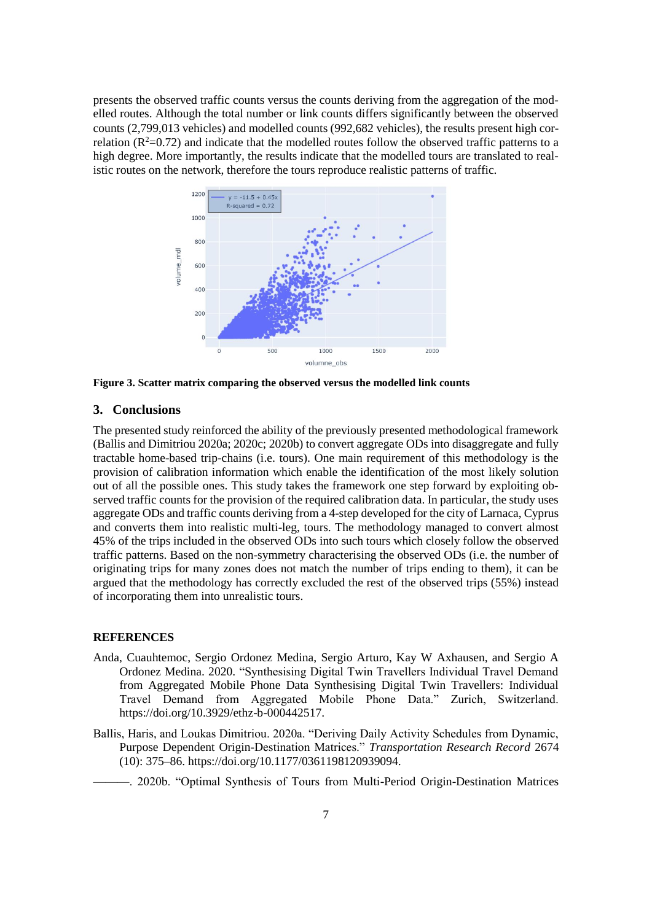presents the observed traffic counts versus the counts deriving from the aggregation of the modelled routes. Although the total number or link counts differs significantly between the observed counts (2,799,013 vehicles) and modelled counts (992,682 vehicles), the results present high correlation ($R^2$=0.72) and indicate that the modelled routes follow the observed traffic patterns to a high degree. More importantly, the results indicate that the modelled tours are translated to realistic routes on the network, therefore the tours reproduce realistic patterns of traffic.

**Figure 3. Scatter matrix comparing the observed versus the modelled link counts**

## 3. Conclusions

The presented study reinforced the ability of the previously presented methodological framework (Ballis and Dimitriou 2020a; 2020c; 2020b) to convert aggregate ODs into disaggregate and fully tractable home-based trip-chains (i.e. tours). One main requirement of this methodology is the provision of calibration information which enable the identification of the most likely solution out of all the possible ones. This study takes the framework one step forward by exploiting observed traffic counts for the provision of the required calibration data. In particular, the study uses aggregate ODs and traffic counts deriving from a 4-step developed for the city of Larnaca, Cyprus and converts them into realistic multi-leg, tours. The methodology managed to convert almost 45% of the trips included in the observed ODs into such tours which closely follow the observed traffic patterns. Based on the non-symmetry characterising the observed ODs (i.e. the number of originating trips for many zones does not match the number of trips ending to them), it can be argued that the methodology has correctly excluded the rest of the observed trips (55%) instead of incorporating them into unrealistic tours.

## REFERENCES

Anda, Cuauhtemoc, Sergio Ordonez Medina, Sergio Arturo, Kay W Axhausen, and Sergio A Ordonez Medina. 2020. "Synthesising Digital Twin Travellers Individual Travel Demand from Aggregated Mobile Phone Data Synthesising Digital Twin Travellers: Individual Travel Demand from Aggregated Mobile Phone Data." Zurich, Switzerland. https://doi.org/10.3929/ethz-b-000442517.

Ballis, Haris, and Loukas Dimitriou. 2020a. "Deriving Daily Activity Schedules from Dynamic, Purpose Dependent Origin-Destination Matrices." *Transportation Research Record* 2674 (10): 375–86. https://doi.org/10.1177/0361198120939094.

———. 2020b. "Optimal Synthesis of Tours from Multi-Period Origin-Destination Matrices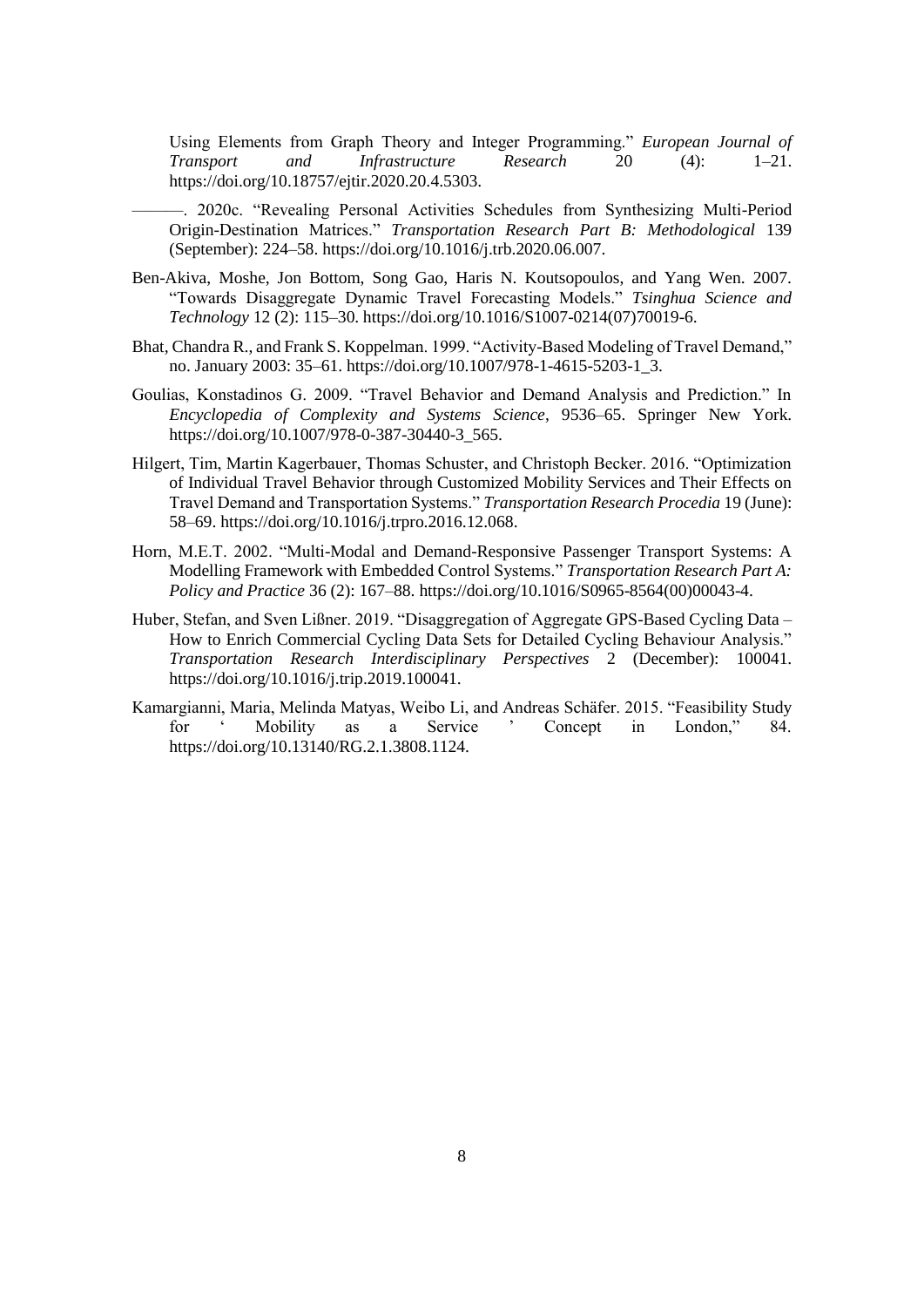Using Elements from Graph Theory and Integer Programming." *European Journal of Transport and Infrastructure Research* 20 (4): 1–21. https://doi.org/10.18757/ejtir.2020.20.4.5303.

———. 2020c. "Revealing Personal Activities Schedules from Synthesizing Multi-Period Origin-Destination Matrices." *Transportation Research Part B: Methodological* 139 (September): 224–58. https://doi.org/10.1016/j.trb.2020.06.007.

Ben-Akiva, Moshe, Jon Bottom, Song Gao, Haris N. Koutsopoulos, and Yang Wen. 2007. "Towards Disaggregate Dynamic Travel Forecasting Models." *Tsinghua Science and Technology* 12 (2): 115–30. https://doi.org/10.1016/S1007-0214(07)70019-6.

Bhat, Chandra R., and Frank S. Koppelman. 1999. "Activity-Based Modeling of Travel Demand," no. January 2003: 35–61. https://doi.org/10.1007/978-1-4615-5203-1_3.

Goulias, Konstadinos G. 2009. "Travel Behavior and Demand Analysis and Prediction." In *Encyclopedia of Complexity and Systems Science*, 9536–65. Springer New York. https://doi.org/10.1007/978-0-387-30440-3_565.

Hilgert, Tim, Martin Kagerbauer, Thomas Schuster, and Christoph Becker. 2016. "Optimization of Individual Travel Behavior through Customized Mobility Services and Their Effects on Travel Demand and Transportation Systems." *Transportation Research Procedia* 19 (June): 58–69. https://doi.org/10.1016/j.trpro.2016.12.068.

Horn, M.E.T. 2002. "Multi-Modal and Demand-Responsive Passenger Transport Systems: A Modelling Framework with Embedded Control Systems." *Transportation Research Part A: Policy and Practice* 36 (2): 167–88. https://doi.org/10.1016/S0965-8564(00)00043-4.

Huber, Stefan, and Sven Lißner. 2019. "Disaggregation of Aggregate GPS-Based Cycling Data – How to Enrich Commercial Cycling Data Sets for Detailed Cycling Behaviour Analysis." *Transportation Research Interdisciplinary Perspectives* 2 (December): 100041. https://doi.org/10.1016/j.trip.2019.100041.

Kamargianni, Maria, Melinda Matyas, Weibo Li, and Andreas Schäfer. 2015. "Feasibility Study for ' Mobility as a Service ' Concept in London," 84. https://doi.org/10.13140/RG.2.1.3808.1124.